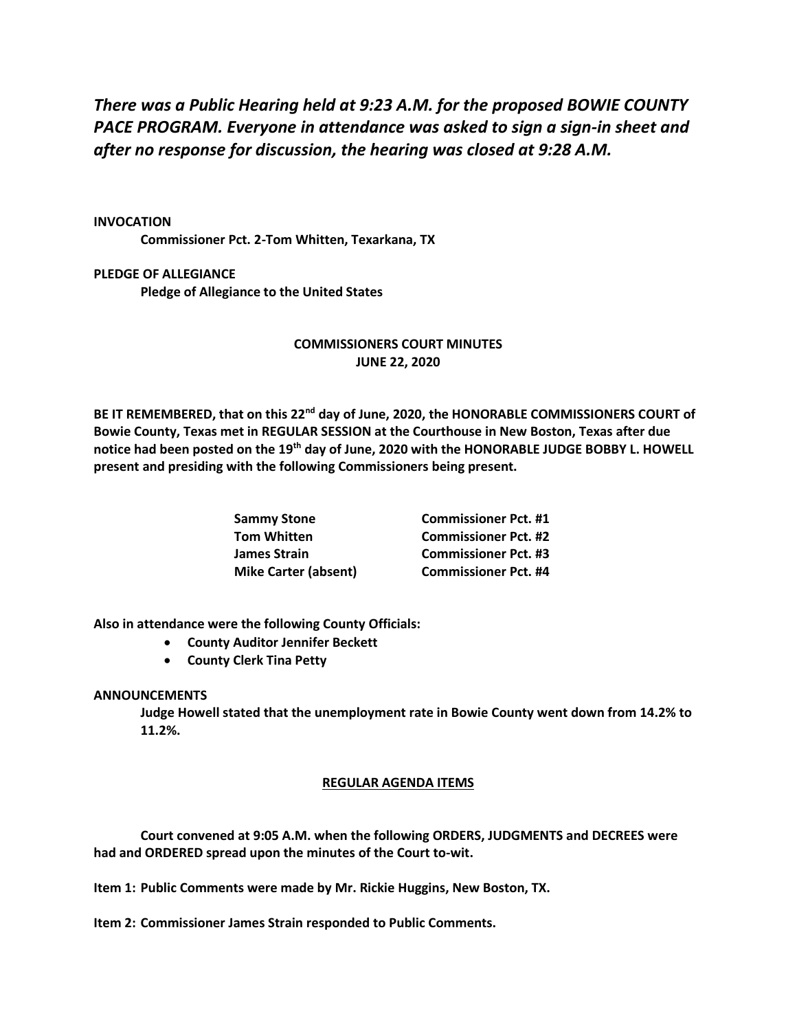***There was a Public Hearing held at 9:23 A.M. for the proposed BOWIE COUNTY PACE PROGRAM. Everyone in attendance was asked to sign a sign-in sheet and after no response for discussion, the hearing was closed at 9:28 A.M.***

**INVOCATION**

**Commissioner Pct. 2-Tom Whitten, Texarkana, TX**

**PLEDGE OF ALLEGIANCE**

**Pledge of Allegiance to the United States**

**COMMISSIONERS COURT MINUTES**
**JUNE 22, 2020**

**BE IT REMEMBERED, that on this 22nd day of June, 2020, the HONORABLE COMMISSIONERS COURT of Bowie County, Texas met in REGULAR SESSION at the Courthouse in New Boston, Texas after due notice had been posted on the 19th day of June, 2020 with the HONORABLE JUDGE BOBBY L. HOWELL present and presiding with the following Commissioners being present.**

| | |
|---|---|
| **Sammy Stone** | **Commissioner Pct. #1** |
| **Tom Whitten** | **Commissioner Pct. #2** |
| **James Strain** | **Commissioner Pct. #3** |
| **Mike Carter (absent)** | **Commissioner Pct. #4** |

**Also in attendance were the following County Officials:**

- **County Auditor Jennifer Beckett**
- **County Clerk Tina Petty**

**ANNOUNCEMENTS**

**Judge Howell stated that the unemployment rate in Bowie County went down from 14.2% to 11.2%.**

**REGULAR AGENDA ITEMS**

**Court convened at 9:05 A.M. when the following ORDERS, JUDGMENTS and DECREES were had and ORDERED spread upon the minutes of the Court to-wit.**

**Item 1: Public Comments were made by Mr. Rickie Huggins, New Boston, TX.**

**Item 2: Commissioner James Strain responded to Public Comments.**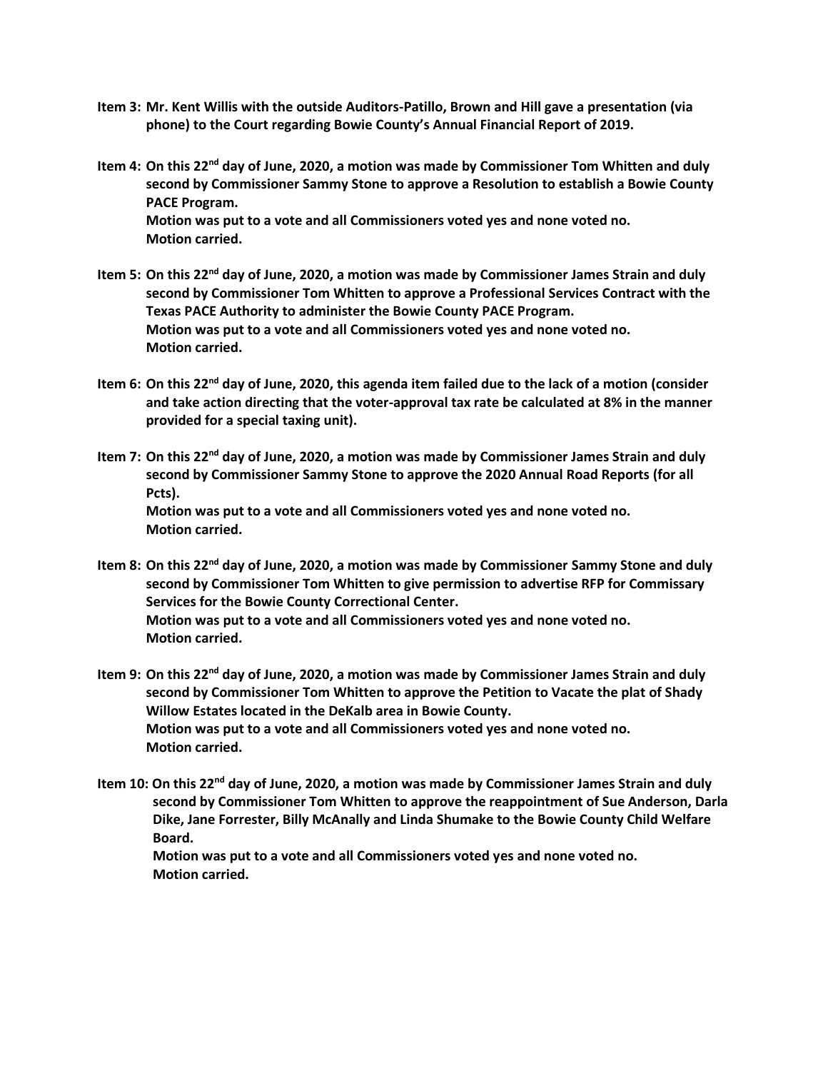**Item 3: Mr. Kent Willis with the outside Auditors-Patillo, Brown and Hill gave a presentation (via phone) to the Court regarding Bowie County's Annual Financial Report of 2019.**

**Item 4: On this 22nd day of June, 2020, a motion was made by Commissioner Tom Whitten and duly second by Commissioner Sammy Stone to approve a Resolution to establish a Bowie County PACE Program.**
**Motion was put to a vote and all Commissioners voted yes and none voted no.**
**Motion carried.**

**Item 5: On this 22nd day of June, 2020, a motion was made by Commissioner James Strain and duly second by Commissioner Tom Whitten to approve a Professional Services Contract with the Texas PACE Authority to administer the Bowie County PACE Program.**
**Motion was put to a vote and all Commissioners voted yes and none voted no.**
**Motion carried.**

**Item 6: On this 22nd day of June, 2020, this agenda item failed due to the lack of a motion (consider and take action directing that the voter-approval tax rate be calculated at 8% in the manner provided for a special taxing unit).**

**Item 7: On this 22nd day of June, 2020, a motion was made by Commissioner James Strain and duly second by Commissioner Sammy Stone to approve the 2020 Annual Road Reports (for all Pcts).**
**Motion was put to a vote and all Commissioners voted yes and none voted no.**
**Motion carried.**

**Item 8: On this 22nd day of June, 2020, a motion was made by Commissioner Sammy Stone and duly second by Commissioner Tom Whitten to give permission to advertise RFP for Commissary Services for the Bowie County Correctional Center.**
**Motion was put to a vote and all Commissioners voted yes and none voted no.**
**Motion carried.**

**Item 9: On this 22nd day of June, 2020, a motion was made by Commissioner James Strain and duly second by Commissioner Tom Whitten to approve the Petition to Vacate the plat of Shady Willow Estates located in the DeKalb area in Bowie County.**
**Motion was put to a vote and all Commissioners voted yes and none voted no.**
**Motion carried.**

**Item 10: On this 22nd day of June, 2020, a motion was made by Commissioner James Strain and duly second by Commissioner Tom Whitten to approve the reappointment of Sue Anderson, Darla Dike, Jane Forrester, Billy McAnally and Linda Shumake to the Bowie County Child Welfare Board.**
**Motion was put to a vote and all Commissioners voted yes and none voted no.**
**Motion carried.**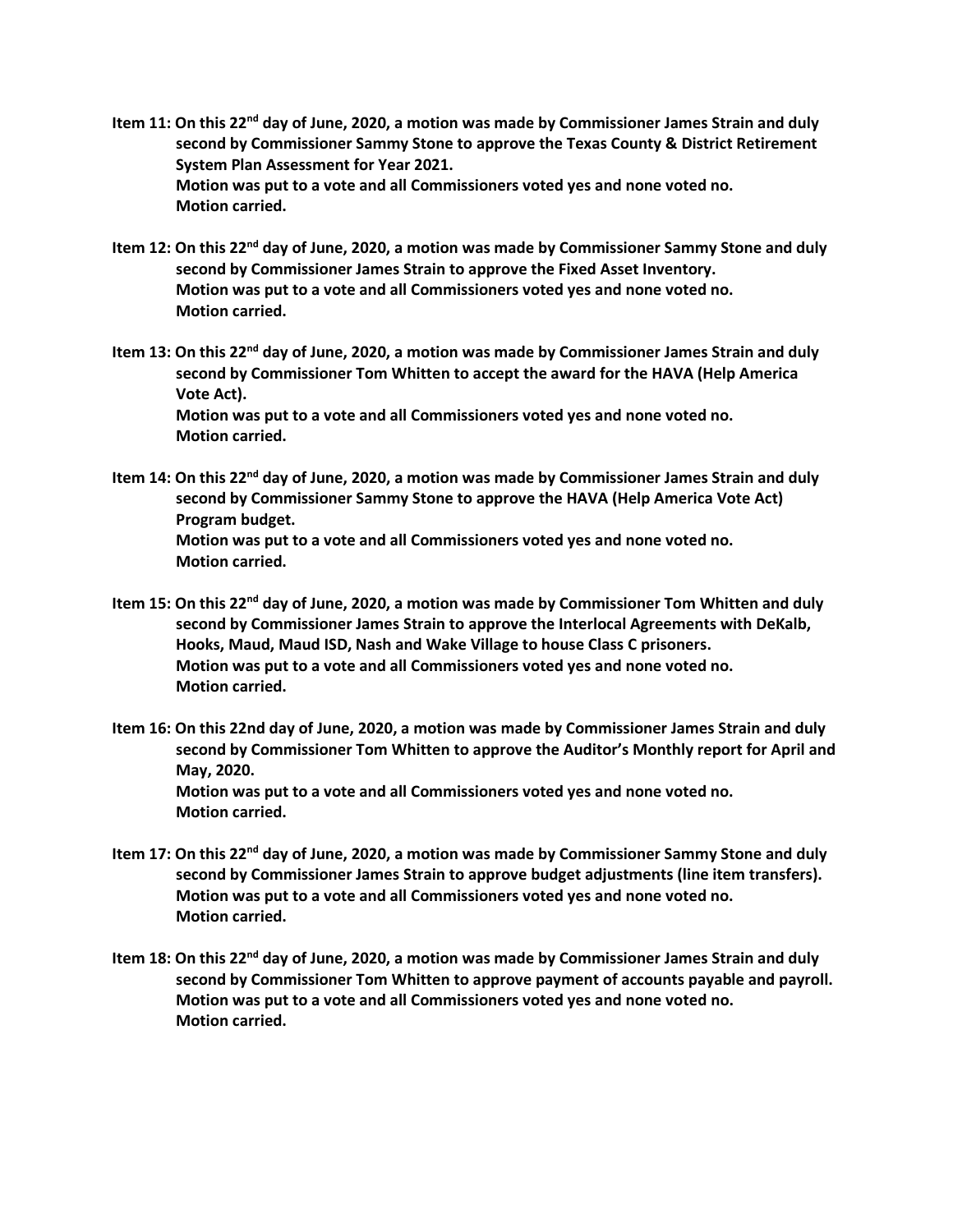**Item 11: On this 22nd day of June, 2020, a motion was made by Commissioner James Strain and duly second by Commissioner Sammy Stone to approve the Texas County & District Retirement System Plan Assessment for Year 2021.**
**Motion was put to a vote and all Commissioners voted yes and none voted no.**
**Motion carried.**

**Item 12: On this 22nd day of June, 2020, a motion was made by Commissioner Sammy Stone and duly second by Commissioner James Strain to approve the Fixed Asset Inventory.**
**Motion was put to a vote and all Commissioners voted yes and none voted no.**
**Motion carried.**

**Item 13: On this 22nd day of June, 2020, a motion was made by Commissioner James Strain and duly second by Commissioner Tom Whitten to accept the award for the HAVA (Help America Vote Act).**
**Motion was put to a vote and all Commissioners voted yes and none voted no.**
**Motion carried.**

**Item 14: On this 22nd day of June, 2020, a motion was made by Commissioner James Strain and duly second by Commissioner Sammy Stone to approve the HAVA (Help America Vote Act) Program budget.**
**Motion was put to a vote and all Commissioners voted yes and none voted no.**
**Motion carried.**

**Item 15: On this 22nd day of June, 2020, a motion was made by Commissioner Tom Whitten and duly second by Commissioner James Strain to approve the Interlocal Agreements with DeKalb, Hooks, Maud, Maud ISD, Nash and Wake Village to house Class C prisoners.**
**Motion was put to a vote and all Commissioners voted yes and none voted no.**
**Motion carried.**

**Item 16: On this 22nd day of June, 2020, a motion was made by Commissioner James Strain and duly second by Commissioner Tom Whitten to approve the Auditor's Monthly report for April and May, 2020.**
**Motion was put to a vote and all Commissioners voted yes and none voted no.**
**Motion carried.**

**Item 17: On this 22nd day of June, 2020, a motion was made by Commissioner Sammy Stone and duly second by Commissioner James Strain to approve budget adjustments (line item transfers).**
**Motion was put to a vote and all Commissioners voted yes and none voted no.**
**Motion carried.**

**Item 18: On this 22nd day of June, 2020, a motion was made by Commissioner James Strain and duly second by Commissioner Tom Whitten to approve payment of accounts payable and payroll.**
**Motion was put to a vote and all Commissioners voted yes and none voted no.**
**Motion carried.**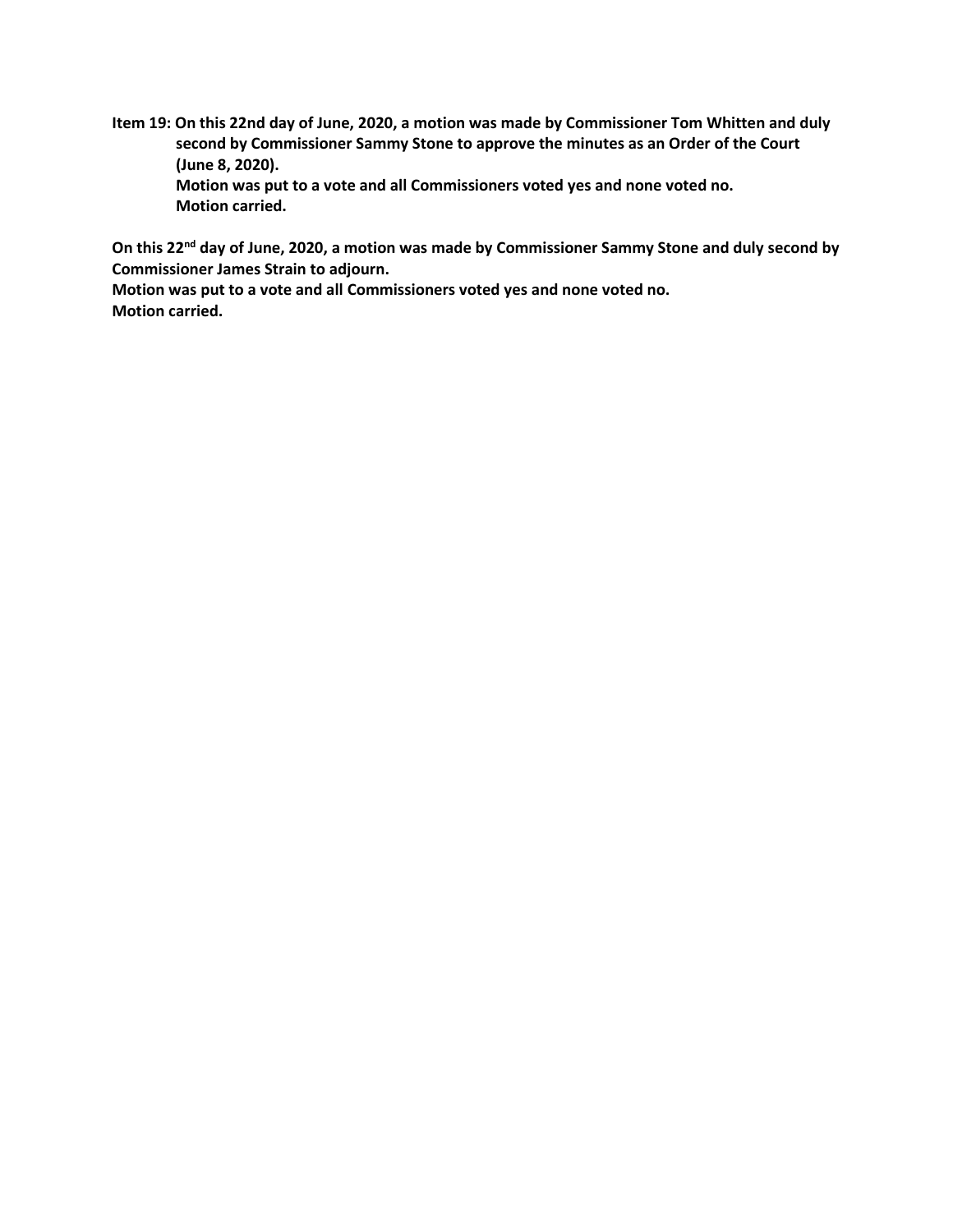**Item 19: On this 22nd day of June, 2020, a motion was made by Commissioner Tom Whitten and duly second by Commissioner Sammy Stone to approve the minutes as an Order of the Court (June 8, 2020).**
**Motion was put to a vote and all Commissioners voted yes and none voted no.**
**Motion carried.**

**On this 22nd day of June, 2020, a motion was made by Commissioner Sammy Stone and duly second by Commissioner James Strain to adjourn.**
**Motion was put to a vote and all Commissioners voted yes and none voted no.**
**Motion carried.**